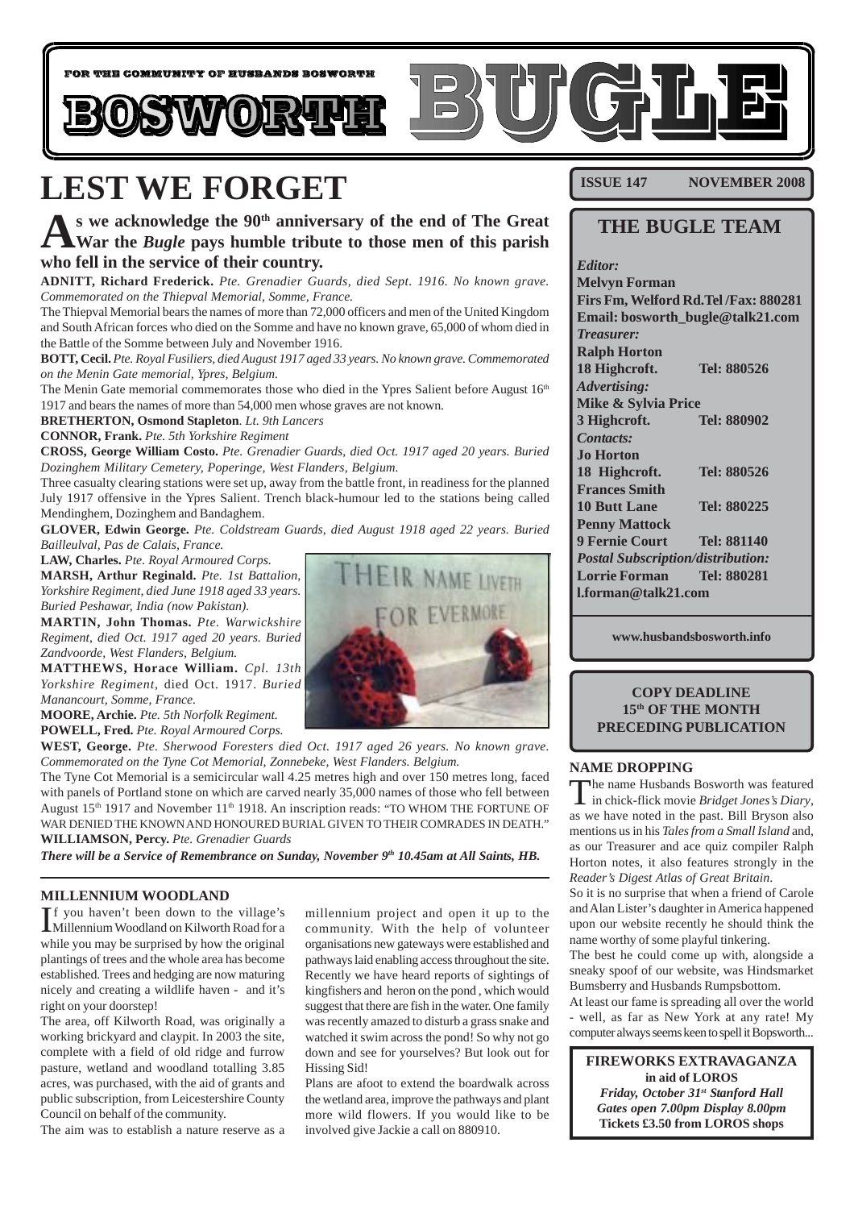FOR THE COMMUNITY OF HUSBANDS BOSWORTH

# BOSWORTH BUGLE

**ISSUE 147 NOVEMBER 2008**

## THE BUGLE TEAM

*Editor:*
**Melvyn Forman**
**Firs Fm, Welford Rd.Tel /Fax: 880281**
**Email: bosworth_bugle@talk21.com**
*Treasurer:*
**Ralph Horton**
**18 Highcroft. Tel: 880526**
*Advertising:*
**Mike & Sylvia Price**
**3 Highcroft. Tel: 880902**
*Contacts:*
**Jo Horton**
**18 Highcroft. Tel: 880526**
**Frances Smith**
**10 Butt Lane Tel: 880225**
**Penny Mattock**
**9 Fernie Court Tel: 881140**
*Postal Subscription/distribution:*
**Lorrie Forman Tel: 880281**
**l.forman@talk21.com**

**www.husbandsbosworth.info**

**COPY DEADLINE**
**15th OF THE MONTH**
**PRECEDING PUBLICATION**

# LEST WE FORGET

**As we acknowledge the 90th anniversary of the end of The Great War the *Bugle* pays humble tribute to those men of this parish who fell in the service of their country.**

**ADNITT, Richard Frederick.** *Pte. Grenadier Guards, died Sept. 1916. No known grave. Commemorated on the Thiepval Memorial, Somme, France.*

The Thiepval Memorial bears the names of more than 72,000 officers and men of the United Kingdom and South African forces who died on the Somme and have no known grave, 65,000 of whom died in the Battle of the Somme between July and November 1916.

**BOTT, Cecil.** *Pte. Royal Fusiliers, died August 1917 aged 33 years. No known grave. Commemorated on the Menin Gate memorial, Ypres, Belgium.*

The Menin Gate memorial commemorates those who died in the Ypres Salient before August 16th 1917 and bears the names of more than 54,000 men whose graves are not known.

**BRETHERTON, Osmond Stapleton**. *Lt. 9th Lancers*

**CONNOR, Frank.** *Pte. 5th Yorkshire Regiment*

**CROSS, George William Costo.** *Pte. Grenadier Guards, died Oct. 1917 aged 20 years. Buried Dozinghem Military Cemetery, Poperinge, West Flanders, Belgium.*

Three casualty clearing stations were set up, away from the battle front, in readiness for the planned July 1917 offensive in the Ypres Salient. Trench black-humour led to the stations being called Mendinghem, Dozinghem and Bandaghem.

**GLOVER, Edwin George.** *Pte. Coldstream Guards, died August 1918 aged 22 years. Buried Bailleulval, Pas de Calais, France.*

**LAW, Charles.** *Pte. Royal Armoured Corps.*

**MARSH, Arthur Reginald.** *Pte. 1st Battalion, Yorkshire Regiment, died June 1918 aged 33 years. Buried Peshawar, India (now Pakistan).*

**MARTIN, John Thomas.** *Pte. Warwickshire Regiment, died Oct. 1917 aged 20 years. Buried Zandvoorde, West Flanders, Belgium.*

**MATTHEWS, Horace William.** *Cpl. 13th Yorkshire Regiment,* died Oct. 1917. *Buried Manancourt, Somme, France.*

**MOORE, Archie.** *Pte. 5th Norfolk Regiment.*

**POWELL, Fred.** *Pte. Royal Armoured Corps.*

**WEST, George.** *Pte. Sherwood Foresters died Oct. 1917 aged 26 years. No known grave. Commemorated on the Tyne Cot Memorial, Zonnebeke, West Flanders. Belgium.*

The Tyne Cot Memorial is a semicircular wall 4.25 metres high and over 150 metres long, faced with panels of Portland stone on which are carved nearly 35,000 names of those who fell between August 15th 1917 and November 11th 1918. An inscription reads: "TO WHOM THE FORTUNE OF WAR DENIED THE KNOWN AND HONOURED BURIAL GIVEN TO THEIR COMRADES IN DEATH."

**WILLIAMSON, Percy.** *Pte. Grenadier Guards*

***There will be a Service of Remembrance on Sunday, November 9th 10.45am at All Saints, HB.***

### MILLENNIUM WOODLAND

If you haven't been down to the village's Millennium Woodland on Kilworth Road for a while you may be surprised by how the original plantings of trees and the whole area has become established. Trees and hedging are now maturing nicely and creating a wildlife haven - and it's right on your doorstep!

The area, off Kilworth Road, was originally a working brickyard and claypit. In 2003 the site, complete with a field of old ridge and furrow pasture, wetland and woodland totalling 3.85 acres, was purchased, with the aid of grants and public subscription, from Leicestershire County Council on behalf of the community.

The aim was to establish a nature reserve as a millennium project and open it up to the community. With the help of volunteer organisations new gateways were established and pathways laid enabling access throughout the site. Recently we have heard reports of sightings of kingfishers and heron on the pond , which would suggest that there are fish in the water. One family was recently amazed to disturb a grass snake and watched it swim across the pond! So why not go down and see for yourselves? But look out for Hissing Sid!

Plans are afoot to extend the boardwalk across the wetland area, improve the pathways and plant more wild flowers. If you would like to be involved give Jackie a call on 880910.

### NAME DROPPING

The name Husbands Bosworth was featured in chick-flick movie *Bridget Jones's Diary*, as we have noted in the past. Bill Bryson also mentions us in his *Tales from a Small Island* and, as our Treasurer and ace quiz compiler Ralph Horton notes, it also features strongly in the *Reader's Digest Atlas of Great Britain.*

So it is no surprise that when a friend of Carole and Alan Lister's daughter in America happened upon our website recently he should think the name worthy of some playful tinkering.

The best he could come up with, alongside a sneaky spoof of our website, was Hindsmarket Bumsberry and Husbands Rumpsbottom.

At least our fame is spreading all over the world - well, as far as New York at any rate! My computer always seems keen to spell it Bopsworth...

**FIREWORKS EXTRAVAGANZA**
**in aid of LOROS**
***Friday, October 31st Stanford Hall***
***Gates open 7.00pm Display 8.00pm***
**Tickets £3.50 from LOROS shops**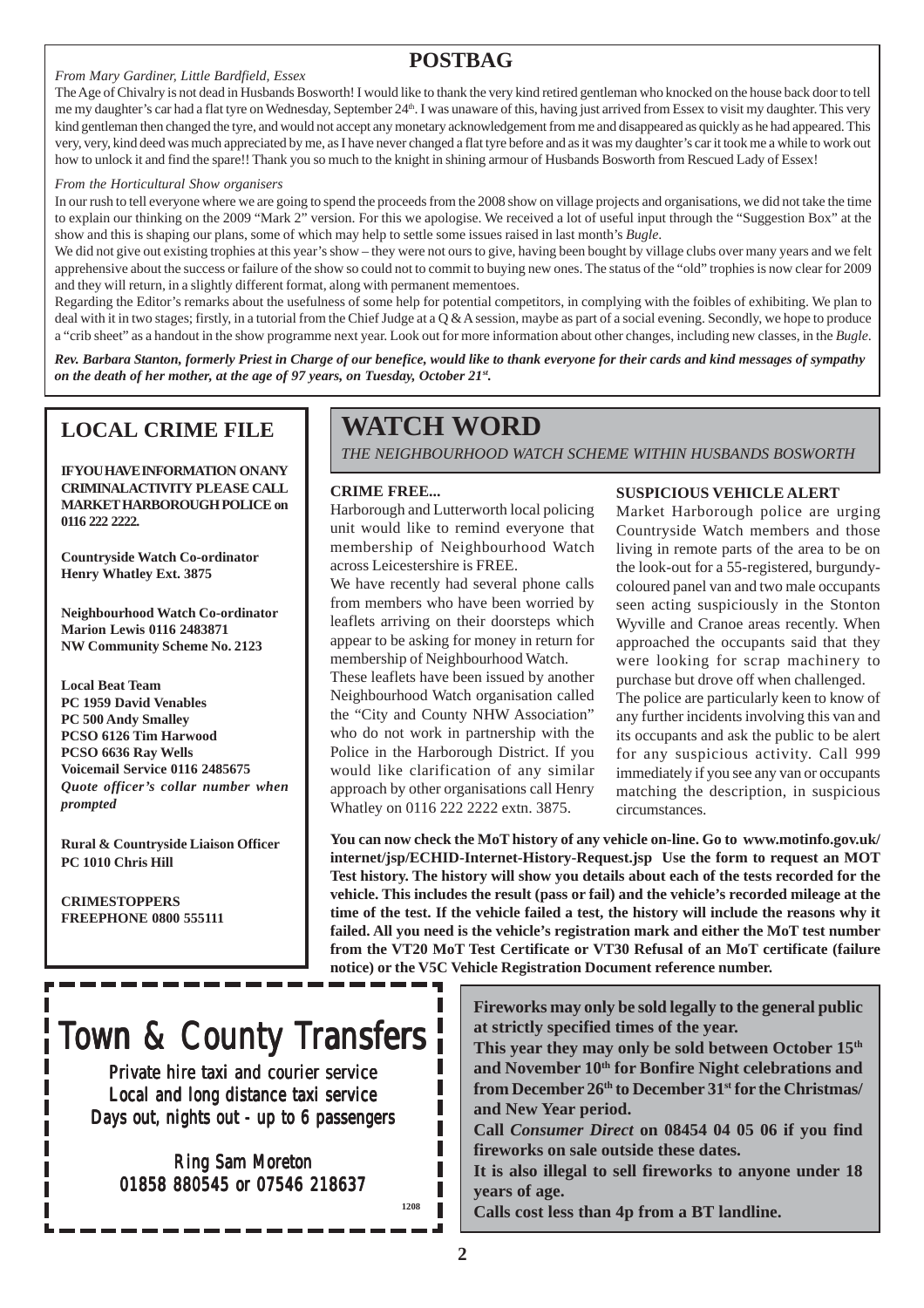## POSTBAG

*From Mary Gardiner, Little Bardfield, Essex*

The Age of Chivalry is not dead in Husbands Bosworth! I would like to thank the very kind retired gentleman who knocked on the house back door to tell me my daughter's car had a flat tyre on Wednesday, September 24th. I was unaware of this, having just arrived from Essex to visit my daughter. This very kind gentleman then changed the tyre, and would not accept any monetary acknowledgement from me and disappeared as quickly as he had appeared. This very, very, kind deed was much appreciated by me, as I have never changed a flat tyre before and as it was my daughter's car it took me a while to work out how to unlock it and find the spare!! Thank you so much to the knight in shining armour of Husbands Bosworth from Rescued Lady of Essex!

*From the Horticultural Show organisers*

In our rush to tell everyone where we are going to spend the proceeds from the 2008 show on village projects and organisations, we did not take the time to explain our thinking on the 2009 "Mark 2" version. For this we apologise. We received a lot of useful input through the "Suggestion Box" at the show and this is shaping our plans, some of which may help to settle some issues raised in last month's *Bugle*.

We did not give out existing trophies at this year's show – they were not ours to give, having been bought by village clubs over many years and we felt apprehensive about the success or failure of the show so could not to commit to buying new ones. The status of the "old" trophies is now clear for 2009 and they will return, in a slightly different format, along with permanent mementoes.

Regarding the Editor's remarks about the usefulness of some help for potential competitors, in complying with the foibles of exhibiting. We plan to deal with it in two stages; firstly, in a tutorial from the Chief Judge at a Q & A session, maybe as part of a social evening. Secondly, we hope to produce a "crib sheet" as a handout in the show programme next year. Look out for more information about other changes, including new classes, in the *Bugle*.

***Rev. Barbara Stanton, formerly Priest in Charge of our benefice, would like to thank everyone for their cards and kind messages of sympathy on the death of her mother, at the age of 97 years, on Tuesday, October 21st.***

## LOCAL CRIME FILE

**IF YOU HAVE INFORMATION ON ANY CRIMINAL ACTIVITY PLEASE CALL MARKET HARBOROUGH POLICE on 0116 222 2222.**

**Countryside Watch Co-ordinator**
**Henry Whatley Ext. 3875**

**Neighbourhood Watch Co-ordinator**
**Marion Lewis 0116 2483871**
**NW Community Scheme No. 2123**

**Local Beat Team**
**PC 1959 David Venables**
**PC 500 Andy Smalley**
**PCSO 6126 Tim Harwood**
**PCSO 6636 Ray Wells**
**Voicemail Service 0116 2485675**
***Quote officer's collar number when prompted***

**Rural & Countryside Liaison Officer**
**PC 1010 Chris Hill**

**CRIMESTOPPERS**
**FREEPHONE 0800 555111**

## WATCH WORD

*THE NEIGHBOURHOOD WATCH SCHEME WITHIN HUSBANDS BOSWORTH*

**CRIME FREE...**

Harborough and Lutterworth local policing unit would like to remind everyone that membership of Neighbourhood Watch across Leicestershire is FREE.

We have recently had several phone calls from members who have been worried by leaflets arriving on their doorsteps which appear to be asking for money in return for membership of Neighbourhood Watch.

These leaflets have been issued by another Neighbourhood Watch organisation called the "City and County NHW Association" who do not work in partnership with the Police in the Harborough District. If you would like clarification of any similar approach by other organisations call Henry Whatley on 0116 222 2222 extn. 3875.

**SUSPICIOUS VEHICLE ALERT**

Market Harborough police are urging Countryside Watch members and those living in remote parts of the area to be on the look-out for a 55-registered, burgundy-coloured panel van and two male occupants seen acting suspiciously in the Stonton Wyville and Cranoe areas recently. When approached the occupants said that they were looking for scrap machinery to purchase but drove off when challenged.

The police are particularly keen to know of any further incidents involving this van and its occupants and ask the public to be alert for any suspicious activity. Call 999 immediately if you see any van or occupants matching the description, in suspicious circumstances.

**You can now check the MoT history of any vehicle on-line. Go to www.motinfo.gov.uk/internet/jsp/ECHID-Internet-History-Request.jsp Use the form to request an MOT Test history. The history will show you details about each of the tests recorded for the vehicle. This includes the result (pass or fail) and the vehicle's recorded mileage at the time of the test. If the vehicle failed a test, the history will include the reasons why it failed. All you need is the vehicle's registration mark and either the MoT test number from the VT20 MoT Test Certificate or VT30 Refusal of an MoT certificate (failure notice) or the V5C Vehicle Registration Document reference number.**

# Town & County Transfers

Private hire taxi and courier service
Local and long distance taxi service
Days out, nights out - up to 6 passengers

Ring Sam Moreton
01858 880545 or 07546 218637

1208

**Fireworks may only be sold legally to the general public at strictly specified times of the year.**

**This year they may only be sold between October 15th and November 10th for Bonfire Night celebrations and from December 26th to December 31st for the Christmas/and New Year period.**

**Call *Consumer Direct* on 08454 04 05 06 if you find fireworks on sale outside these dates.**

**It is also illegal to sell fireworks to anyone under 18 years of age.**

**Calls cost less than 4p from a BT landline.**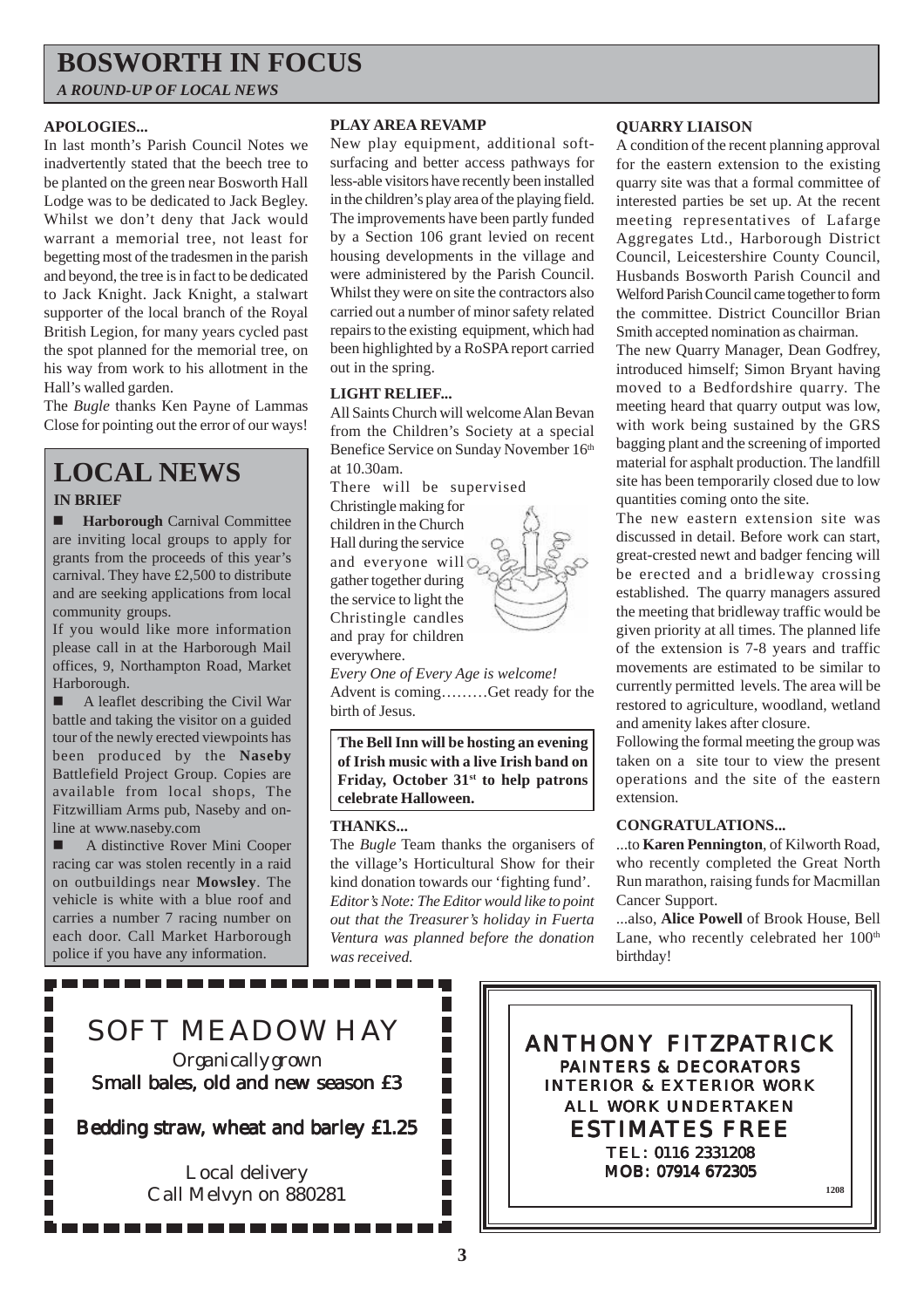# BOSWORTH IN FOCUS

*A ROUND-UP OF LOCAL NEWS*

### APOLOGIES...

In last month's Parish Council Notes we inadvertently stated that the beech tree to be planted on the green near Bosworth Hall Lodge was to be dedicated to Jack Begley. Whilst we don't deny that Jack would warrant a memorial tree, not least for begetting most of the tradesmen in the parish and beyond, the tree is in fact to be dedicated to Jack Knight. Jack Knight, a stalwart supporter of the local branch of the Royal British Legion, for many years cycled past the spot planned for the memorial tree, on his way from work to his allotment in the Hall's walled garden.

The *Bugle* thanks Ken Payne of Lammas Close for pointing out the error of our ways!

## LOCAL NEWS

### IN BRIEF

- **Harborough** Carnival Committee are inviting local groups to apply for grants from the proceeds of this year's carnival. They have £2,500 to distribute and are seeking applications from local community groups.

  If you would like more information please call in at the Harborough Mail offices, 9, Northampton Road, Market Harborough.

- A leaflet describing the Civil War battle and taking the visitor on a guided tour of the newly erected viewpoints has been produced by the **Naseby** Battlefield Project Group. Copies are available from local shops, The Fitzwilliam Arms pub, Naseby and on-line at www.naseby.com

- A distinctive Rover Mini Cooper racing car was stolen recently in a raid on outbuildings near **Mowsley**. The vehicle is white with a blue roof and carries a number 7 racing number on each door. Call Market Harborough police if you have any information.

### PLAY AREA REVAMP

New play equipment, additional soft-surfacing and better access pathways for less-able visitors have recently been installed in the children's play area of the playing field. The improvements have been partly funded by a Section 106 grant levied on recent housing developments in the village and were administered by the Parish Council. Whilst they were on site the contractors also carried out a number of minor safety related repairs to the existing equipment, which had been highlighted by a RoSPA report carried out in the spring.

### LIGHT RELIEF...

All Saints Church will welcome Alan Bevan from the Children's Society at a special Benefice Service on Sunday November 16th at 10.30am.

There will be supervised Christingle making for children in the Church Hall during the service and everyone will gather together during the service to light the Christingle candles and pray for children everywhere.

*Every One of Every Age is welcome!*

Advent is coming………Get ready for the birth of Jesus.

**The Bell Inn will be hosting an evening of Irish music with a live Irish band on Friday, October 31st to help patrons celebrate Halloween.**

### THANKS...

The *Bugle* Team thanks the organisers of the village's Horticultural Show for their kind donation towards our 'fighting fund'.

*Editor's Note: The Editor would like to point out that the Treasurer's holiday in Fuerta Ventura was planned before the donation was received.*

### QUARRY LIAISON

A condition of the recent planning approval for the eastern extension to the existing quarry site was that a formal committee of interested parties be set up. At the recent meeting representatives of Lafarge Aggregates Ltd., Harborough District Council, Leicestershire County Council, Husbands Bosworth Parish Council and Welford Parish Council came together to form the committee. District Councillor Brian Smith accepted nomination as chairman.

The new Quarry Manager, Dean Godfrey, introduced himself; Simon Bryant having moved to a Bedfordshire quarry. The meeting heard that quarry output was low, with work being sustained by the GRS bagging plant and the screening of imported material for asphalt production. The landfill site has been temporarily closed due to low quantities coming onto the site.

The new eastern extension site was discussed in detail. Before work can start, great-crested newt and badger fencing will be erected and a bridleway crossing established. The quarry managers assured the meeting that bridleway traffic would be given priority at all times. The planned life of the extension is 7-8 years and traffic movements are estimated to be similar to currently permitted levels. The area will be restored to agriculture, woodland, wetland and amenity lakes after closure.

Following the formal meeting the group was taken on a site tour to view the present operations and the site of the eastern extension.

### CONGRATULATIONS...

...to **Karen Pennington**, of Kilworth Road, who recently completed the Great North Run marathon, raising funds for Macmillan Cancer Support.

...also, **Alice Powell** of Brook House, Bell Lane, who recently celebrated her 100th birthday!

---

SOFT MEADOW HAY

Organically grown

Small bales, old and new season £3

Bedding straw, wheat and barley £1.25

Local delivery

Call Melvyn on 880281

---

ANTHONY FITZPATRICK

PAINTERS & DECORATORS

INTERIOR & EXTERIOR WORK

ALL WORK UNDERTAKEN

ESTIMATES FREE

TEL: 0116 2331208

MOB: 07914 672305

1208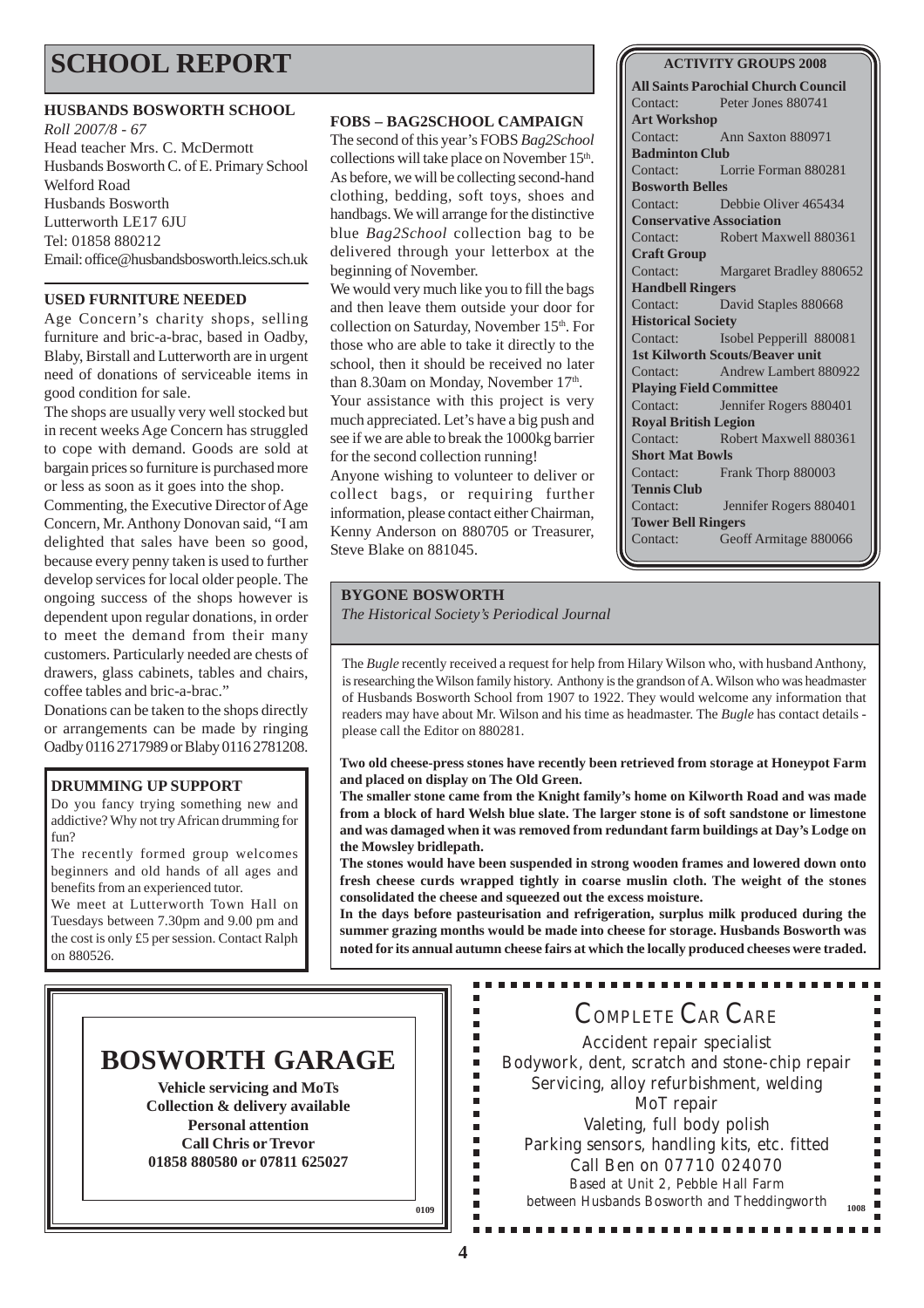# SCHOOL REPORT

### HUSBANDS BOSWORTH SCHOOL

*Roll 2007/8 - 67*
Head teacher Mrs. C. McDermott
Husbands Bosworth C. of E. Primary School
Welford Road
Husbands Bosworth
Lutterworth LE17 6JU
Tel: 01858 880212
Email: office@husbandsbosworth.leics.sch.uk

### USED FURNITURE NEEDED

Age Concern's charity shops, selling furniture and bric-a-brac, based in Oadby, Blaby, Birstall and Lutterworth are in urgent need of donations of serviceable items in good condition for sale.

The shops are usually very well stocked but in recent weeks Age Concern has struggled to cope with demand. Goods are sold at bargain prices so furniture is purchased more or less as soon as it goes into the shop.

Commenting, the Executive Director of Age Concern, Mr. Anthony Donovan said, "I am delighted that sales have been so good, because every penny taken is used to further develop services for local older people. The ongoing success of the shops however is dependent upon regular donations, in order to meet the demand from their many customers. Particularly needed are chests of drawers, glass cabinets, tables and chairs, coffee tables and bric-a-brac."

Donations can be taken to the shops directly or arrangements can be made by ringing Oadby 0116 2717989 or Blaby 0116 2781208.

### DRUMMING UP SUPPORT

Do you fancy trying something new and addictive? Why not try African drumming for fun?

The recently formed group welcomes beginners and old hands of all ages and benefits from an experienced tutor.

We meet at Lutterworth Town Hall on Tuesdays between 7.30pm and 9.00 pm and the cost is only £5 per session. Contact Ralph on 880526.

### FOBS – BAG2SCHOOL CAMPAIGN

The second of this year's FOBS *Bag2School* collections will take place on November 15th. As before, we will be collecting second-hand clothing, bedding, soft toys, shoes and handbags. We will arrange for the distinctive blue *Bag2School* collection bag to be delivered through your letterbox at the beginning of November.

We would very much like you to fill the bags and then leave them outside your door for collection on Saturday, November 15th. For those who are able to take it directly to the school, then it should be received no later than 8.30am on Monday, November 17th.

Your assistance with this project is very much appreciated. Let's have a big push and see if we are able to break the 1000kg barrier for the second collection running!

Anyone wishing to volunteer to deliver or collect bags, or requiring further information, please contact either Chairman, Kenny Anderson on 880705 or Treasurer, Steve Blake on 881045.

### ACTIVITY GROUPS 2008

**All Saints Parochial Church Council**
Contact: Peter Jones 880741
**Art Workshop**
Contact: Ann Saxton 880971
**Badminton Club**
Contact: Lorrie Forman 880281
**Bosworth Belles**
Contact: Debbie Oliver 465434
**Conservative Association**
Contact: Robert Maxwell 880361
**Craft Group**
Contact: Margaret Bradley 880652
**Handbell Ringers**
Contact: David Staples 880668
**Historical Society**
Contact: Isobel Pepperill 880081
**1st Kilworth Scouts/Beaver unit**
Contact: Andrew Lambert 880922
**Playing Field Committee**
Contact: Jennifer Rogers 880401
**Royal British Legion**
Contact: Robert Maxwell 880361
**Short Mat Bowls**
Contact: Frank Thorp 880003
**Tennis Club**
Contact: Jennifer Rogers 880401
**Tower Bell Ringers**
Contact: Geoff Armitage 880066

### BYGONE BOSWORTH

*The Historical Society's Periodical Journal*

The *Bugle* recently received a request for help from Hilary Wilson who, with husband Anthony, is researching the Wilson family history. Anthony is the grandson of A. Wilson who was headmaster of Husbands Bosworth School from 1907 to 1922. They would welcome any information that readers may have about Mr. Wilson and his time as headmaster. The *Bugle* has contact details - please call the Editor on 880281.

**Two old cheese-press stones have recently been retrieved from storage at Honeypot Farm and placed on display on The Old Green.**

**The smaller stone came from the Knight family's home on Kilworth Road and was made from a block of hard Welsh blue slate. The larger stone is of soft sandstone or limestone and was damaged when it was removed from redundant farm buildings at Day's Lodge on the Mowsley bridlepath.**

**The stones would have been suspended in strong wooden frames and lowered down onto fresh cheese curds wrapped tightly in coarse muslin cloth. The weight of the stones consolidated the cheese and squeezed out the excess moisture.**

**In the days before pasteurisation and refrigeration, surplus milk produced during the summer grazing months would be made into cheese for storage. Husbands Bosworth was noted for its annual autumn cheese fairs at which the locally produced cheeses were traded.**

## BOSWORTH GARAGE

**Vehicle servicing and MoTs**
**Collection & delivery available**
**Personal attention**
**Call Chris or Trevor**
**01858 880580 or 07811 625027**

0109

## COMPLETE CAR CARE

Accident repair specialist
Bodywork, dent, scratch and stone-chip repair
Servicing, alloy refurbishment, welding
MoT repair
Valeting, full body polish
Parking sensors, handling kits, etc. fitted
Call Ben on 07710 024070
Based at Unit 2, Pebble Hall Farm
between Husbands Bosworth and Theddingworth

1008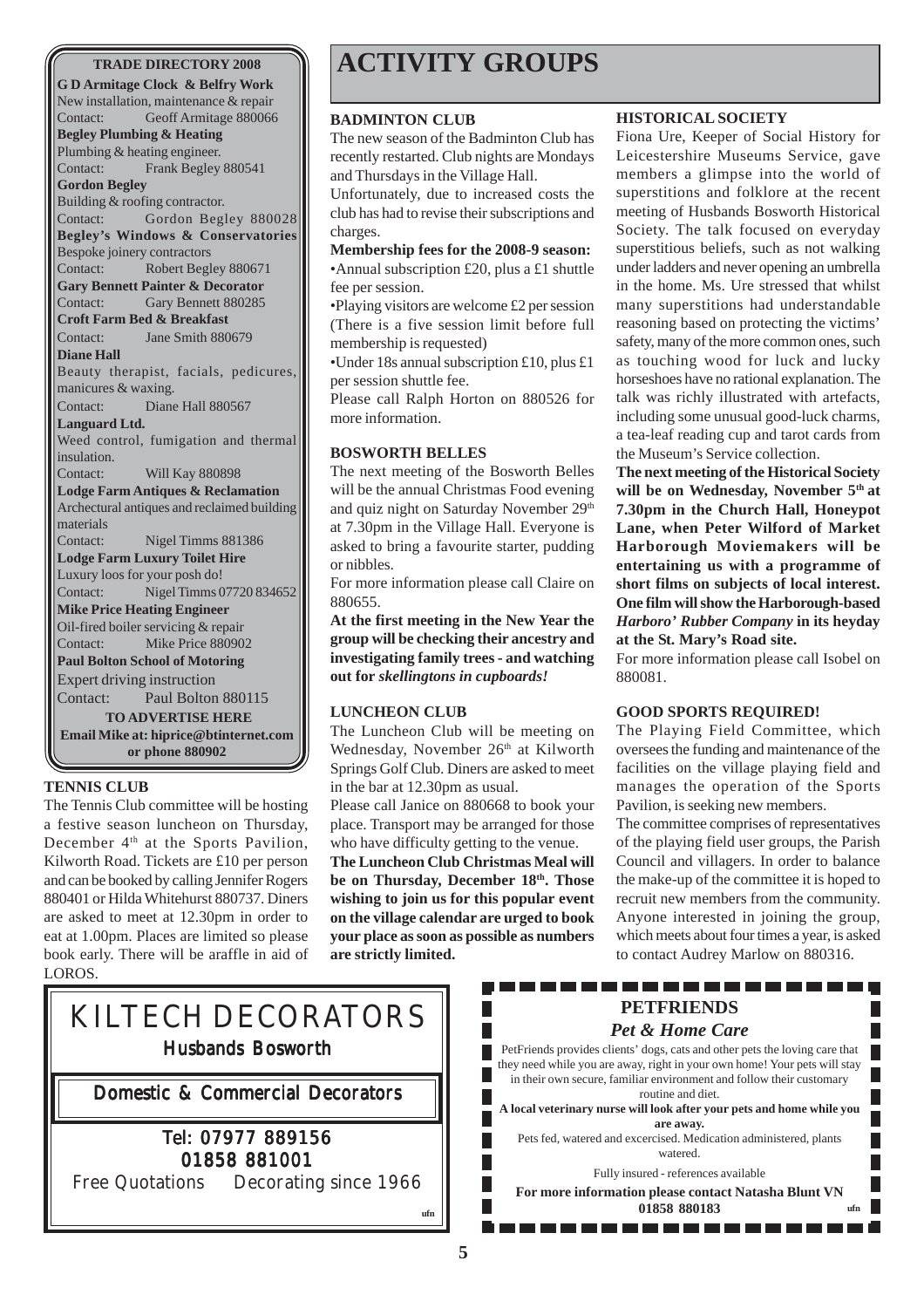## TRADE DIRECTORY 2008

**G D Armitage Clock & Belfry Work**
New installation, maintenance & repair
Contact: Geoff Armitage 880066

**Begley Plumbing & Heating**
Plumbing & heating engineer.
Contact: Frank Begley 880541

**Gordon Begley**
Building & roofing contractor.
Contact: Gordon Begley 880028

**Begley's Windows & Conservatories**
Bespoke joinery contractors
Contact: Robert Begley 880671

**Gary Bennett Painter & Decorator**
Contact: Gary Bennett 880285

**Croft Farm Bed & Breakfast**
Contact: Jane Smith 880679

**Diane Hall**
Beauty therapist, facials, pedicures, manicures & waxing.
Contact: Diane Hall 880567

**Languard Ltd.**
Weed control, fumigation and thermal insulation.
Contact: Will Kay 880898

**Lodge Farm Antiques & Reclamation**
Archectural antiques and reclaimed building materials
Contact: Nigel Timms 881386

**Lodge Farm Luxury Toilet Hire**
Luxury loos for your posh do!
Contact: Nigel Timms 07720 834652

**Mike Price Heating Engineer**
Oil-fired boiler servicing & repair
Contact: Mike Price 880902

**Paul Bolton School of Motoring**
Expert driving instruction
Contact: Paul Bolton 880115

**TO ADVERTISE HERE**
**Email Mike at: hiprice@btinternet.com or phone 880902**

# ACTIVITY GROUPS

### BADMINTON CLUB

The new season of the Badminton Club has recently restarted. Club nights are Mondays and Thursdays in the Village Hall.

Unfortunately, due to increased costs the club has had to revise their subscriptions and charges.

**Membership fees for the 2008-9 season:**

- Annual subscription £20, plus a £1 shuttle fee per session.
- Playing visitors are welcome £2 per session (There is a five session limit before full membership is requested)
- Under 18s annual subscription £10, plus £1 per session shuttle fee.

Please call Ralph Horton on 880526 for more information.

### BOSWORTH BELLES

The next meeting of the Bosworth Belles will be the annual Christmas Food evening and quiz night on Saturday November 29th at 7.30pm in the Village Hall. Everyone is asked to bring a favourite starter, pudding or nibbles.

For more information please call Claire on 880655.

**At the first meeting in the New Year the group will be checking their ancestry and investigating family trees - and watching out for *skellingtons in cupboards!***

### LUNCHEON CLUB

The Luncheon Club will be meeting on Wednesday, November 26th at Kilworth Springs Golf Club. Diners are asked to meet in the bar at 12.30pm as usual.

Please call Janice on 880668 to book your place. Transport may be arranged for those who have difficulty getting to the venue.

**The Luncheon Club Christmas Meal will be on Thursday, December 18th. Those wishing to join us for this popular event on the village calendar are urged to book your place as soon as possible as numbers are strictly limited.**

### HISTORICAL SOCIETY

Fiona Ure, Keeper of Social History for Leicestershire Museums Service, gave members a glimpse into the world of superstitions and folklore at the recent meeting of Husbands Bosworth Historical Society. The talk focused on everyday superstitious beliefs, such as not walking under ladders and never opening an umbrella in the home. Ms. Ure stressed that whilst many superstitions had understandable reasoning based on protecting the victims' safety, many of the more common ones, such as touching wood for luck and lucky horseshoes have no rational explanation. The talk was richly illustrated with artefacts, including some unusual good-luck charms, a tea-leaf reading cup and tarot cards from the Museum's Service collection.

**The next meeting of the Historical Society will be on Wednesday, November 5th at 7.30pm in the Church Hall, Honeypot Lane, when Peter Wilford of Market Harborough Moviemakers will be entertaining us with a programme of short films on subjects of local interest. One film will show the Harborough-based *Harboro' Rubber Company* in its heyday at the St. Mary's Road site.**

For more information please call Isobel on 880081.

### GOOD SPORTS REQUIRED!

The Playing Field Committee, which oversees the funding and maintenance of the facilities on the village playing field and manages the operation of the Sports Pavilion, is seeking new members.

The committee comprises of representatives of the playing field user groups, the Parish Council and villagers. In order to balance the make-up of the committee it is hoped to recruit new members from the community. Anyone interested in joining the group, which meets about four times a year, is asked to contact Audrey Marlow on 880316.

### TENNIS CLUB

The Tennis Club committee will be hosting a festive season luncheon on Thursday, December 4th at the Sports Pavilion, Kilworth Road. Tickets are £10 per person and can be booked by calling Jennifer Rogers 880401 or Hilda Whitehurst 880737. Diners are asked to meet at 12.30pm in order to eat at 1.00pm. Places are limited so please book early. There will be araffle in aid of LOROS.

## KILTECH DECORATORS

**Husbands Bosworth**

**Domestic & Commercial Decorators**

**Tel: 07977 889156**
**01858 881001**

Free Quotations Decorating since 1966

ufn

## PETFRIENDS

***Pet & Home Care***

PetFriends provides clients' dogs, cats and other pets the loving care that they need while you are away, right in your own home! Your pets will stay in their own secure, familiar environment and follow their customary routine and diet.

**A local veterinary nurse will look after your pets and home while you are away.**

Pets fed, watered and excercised. Medication administered, plants watered.

Fully insured - references available

**For more information please contact Natasha Blunt VN 01858 880183**

ufn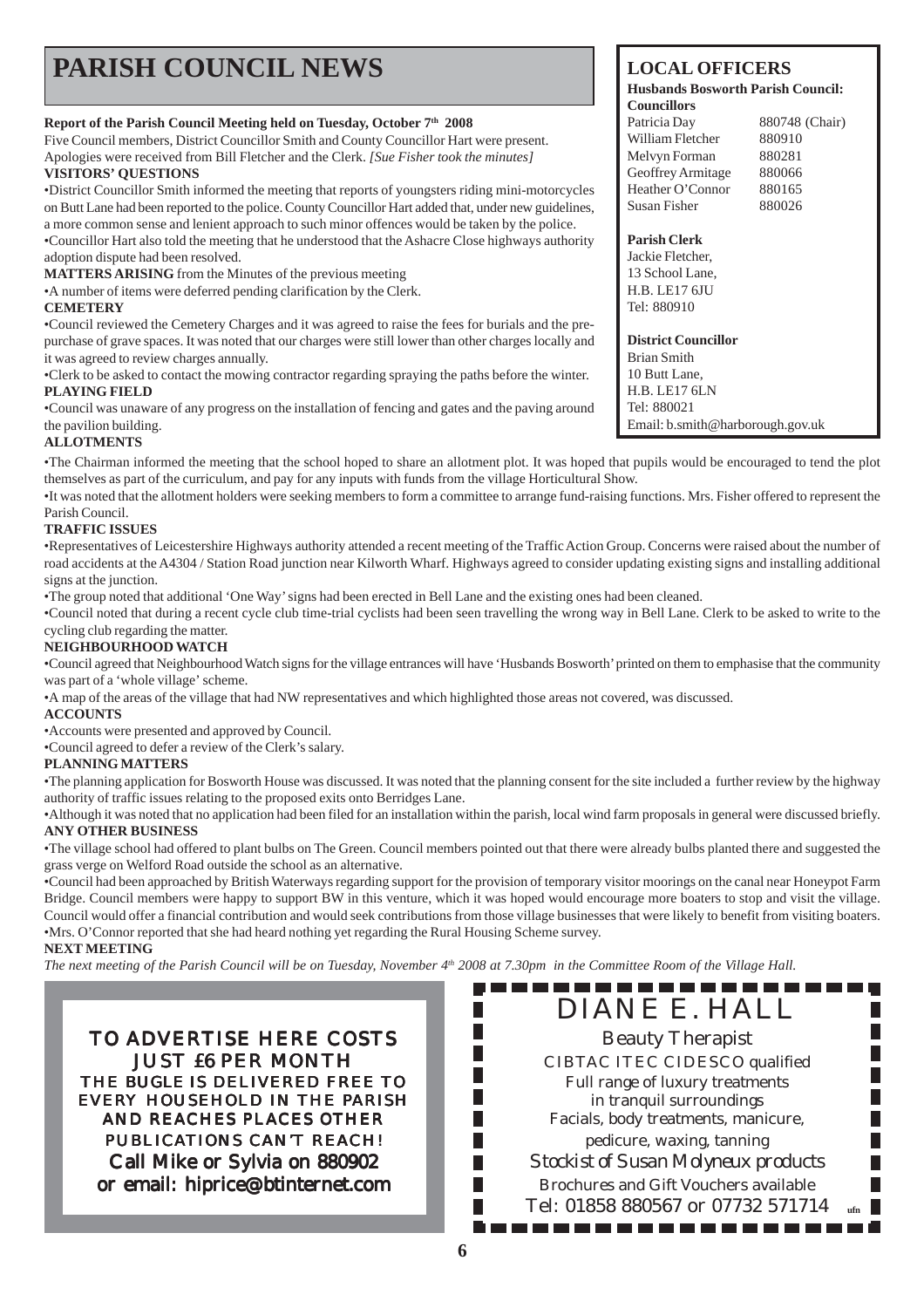# PARISH COUNCIL NEWS

**Report of the Parish Council Meeting held on Tuesday, October 7th 2008**

Five Council members, District Councillor Smith and County Councillor Hart were present. Apologies were received from Bill Fletcher and the Clerk. *[Sue Fisher took the minutes]*

**VISITORS' QUESTIONS**

•District Councillor Smith informed the meeting that reports of youngsters riding mini-motorcycles on Butt Lane had been reported to the police. County Councillor Hart added that, under new guidelines, a more common sense and lenient approach to such minor offences would be taken by the police.

•Councillor Hart also told the meeting that he understood that the Ashacre Close highways authority adoption dispute had been resolved.

**MATTERS ARISING** from the Minutes of the previous meeting

•A number of items were deferred pending clarification by the Clerk.

**CEMETERY**

•Council reviewed the Cemetery Charges and it was agreed to raise the fees for burials and the pre-purchase of grave spaces. It was noted that our charges were still lower than other charges locally and it was agreed to review charges annually.

•Clerk to be asked to contact the mowing contractor regarding spraying the paths before the winter.

**PLAYING FIELD**

•Council was unaware of any progress on the installation of fencing and gates and the paving around the pavilion building.

**ALLOTMENTS**

•The Chairman informed the meeting that the school hoped to share an allotment plot. It was hoped that pupils would be encouraged to tend the plot themselves as part of the curriculum, and pay for any inputs with funds from the village Horticultural Show.

•It was noted that the allotment holders were seeking members to form a committee to arrange fund-raising functions. Mrs. Fisher offered to represent the Parish Council.

**TRAFFIC ISSUES**

•Representatives of Leicestershire Highways authority attended a recent meeting of the Traffic Action Group. Concerns were raised about the number of road accidents at the A4304 / Station Road junction near Kilworth Wharf. Highways agreed to consider updating existing signs and installing additional signs at the junction.

•The group noted that additional 'One Way' signs had been erected in Bell Lane and the existing ones had been cleaned.

•Council noted that during a recent cycle club time-trial cyclists had been seen travelling the wrong way in Bell Lane. Clerk to be asked to write to the cycling club regarding the matter.

**NEIGHBOURHOOD WATCH**

•Council agreed that Neighbourhood Watch signs for the village entrances will have 'Husbands Bosworth' printed on them to emphasise that the community was part of a 'whole village' scheme.

•A map of the areas of the village that had NW representatives and which highlighted those areas not covered, was discussed.

**ACCOUNTS**

•Accounts were presented and approved by Council.

•Council agreed to defer a review of the Clerk's salary.

**PLANNING MATTERS**

•The planning application for Bosworth House was discussed. It was noted that the planning consent for the site included a further review by the highway authority of traffic issues relating to the proposed exits onto Berridges Lane.

•Although it was noted that no application had been filed for an installation within the parish, local wind farm proposals in general were discussed briefly.

**ANY OTHER BUSINESS**

•The village school had offered to plant bulbs on The Green. Council members pointed out that there were already bulbs planted there and suggested the grass verge on Welford Road outside the school as an alternative.

•Council had been approached by British Waterways regarding support for the provision of temporary visitor moorings on the canal near Honeypot Farm Bridge. Council members were happy to support BW in this venture, which it was hoped would encourage more boaters to stop and visit the village. Council would offer a financial contribution and would seek contributions from those village businesses that were likely to benefit from visiting boaters.

•Mrs. O'Connor reported that she had heard nothing yet regarding the Rural Housing Scheme survey.

**NEXT MEETING**

*The next meeting of the Parish Council will be on Tuesday, November 4th 2008 at 7.30pm in the Committee Room of the Village Hall.*

## LOCAL OFFICERS

**Husbands Bosworth Parish Council: Councillors**

| | |
|---|---|
| Patricia Day | 880748 (Chair) |
| William Fletcher | 880910 |
| Melvyn Forman | 880281 |
| Geoffrey Armitage | 880066 |
| Heather O'Connor | 880165 |
| Susan Fisher | 880026 |

**Parish Clerk**
Jackie Fletcher,
13 School Lane,
H.B. LE17 6JU
Tel: 880910

**District Councillor**
Brian Smith
10 Butt Lane,
H.B. LE17 6LN
Tel: 880021
Email: b.smith@harborough.gov.uk

---

**TO ADVERTISE HERE COSTS JUST £6 PER MONTH**

THE BUGLE IS DELIVERED FREE TO EVERY HOUSEHOLD IN THE PARISH AND REACHES PLACES OTHER PUBLICATIONS CAN'T REACH!

Call Mike or Sylvia on 880902
or email: hiprice@btinternet.com

---

DIANE E. HALL

Beauty Therapist

CIBTAC ITEC CIDESCO qualified

Full range of luxury treatments
in tranquil surroundings

Facials, body treatments, manicure,
pedicure, waxing, tanning

*Stockist of Susan Molyneux products*

Brochures and Gift Vouchers available

Tel: 01858 880567 or 07732 571714

ufn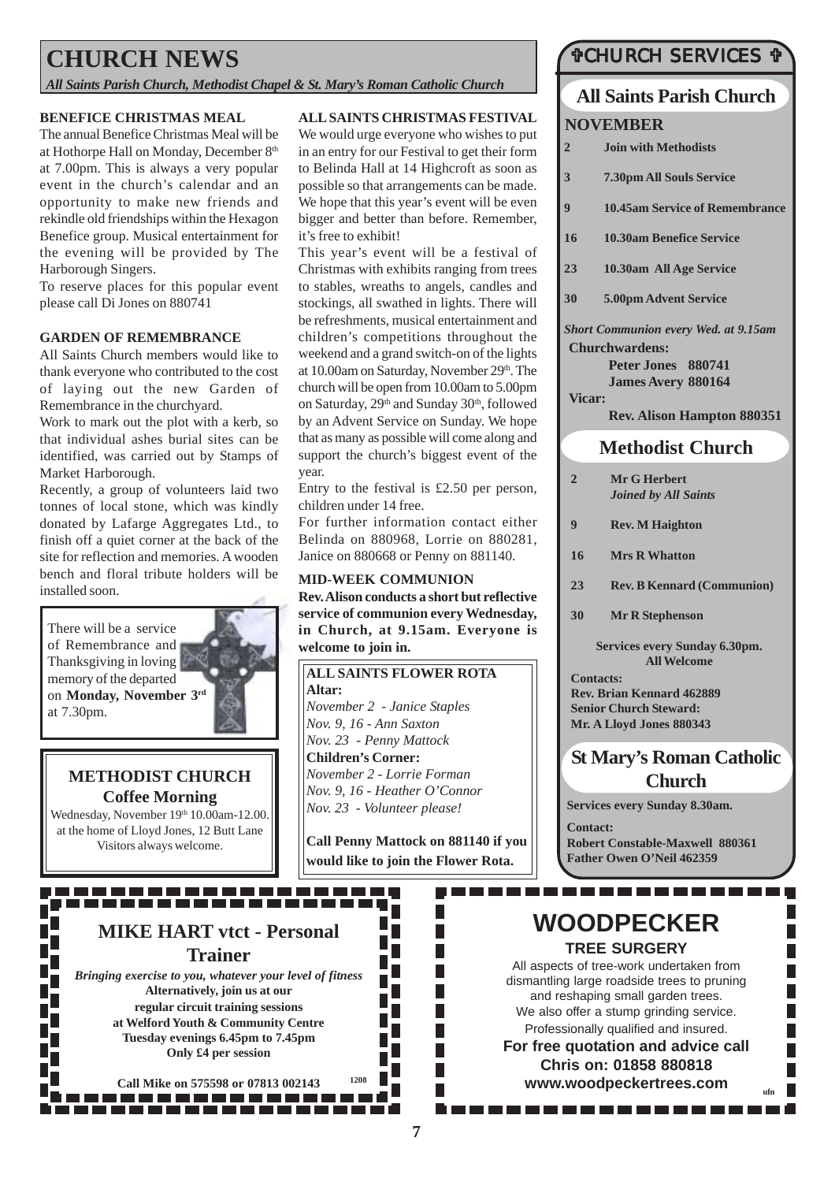# CHURCH NEWS

*All Saints Parish Church, Methodist Chapel & St. Mary's Roman Catholic Church*

### BENEFICE CHRISTMAS MEAL

The annual Benefice Christmas Meal will be at Hothorpe Hall on Monday, December 8th at 7.00pm. This is always a very popular event in the church's calendar and an opportunity to make new friends and rekindle old friendships within the Hexagon Benefice group. Musical entertainment for the evening will be provided by The Harborough Singers.

To reserve places for this popular event please call Di Jones on 880741

### GARDEN OF REMEMBRANCE

All Saints Church members would like to thank everyone who contributed to the cost of laying out the new Garden of Remembrance in the churchyard.

Work to mark out the plot with a kerb, so that individual ashes burial sites can be identified, was carried out by Stamps of Market Harborough.

Recently, a group of volunteers laid two tonnes of local stone, which was kindly donated by Lafarge Aggregates Ltd., to finish off a quiet corner at the back of the site for reflection and memories. A wooden bench and floral tribute holders will be installed soon.

There will be a service of Remembrance and Thanksgiving in loving memory of the departed on **Monday, November 3rd** at 7.30pm.

### METHODIST CHURCH
**Coffee Morning**

Wednesday, November 19th 10.00am-12.00. at the home of Lloyd Jones, 12 Butt Lane
Visitors always welcome.

### ALL SAINTS CHRISTMAS FESTIVAL

We would urge everyone who wishes to put in an entry for our Festival to get their form to Belinda Hall at 14 Highcroft as soon as possible so that arrangements can be made. We hope that this year's event will be even bigger and better than before. Remember, it's free to exhibit!

This year's event will be a festival of Christmas with exhibits ranging from trees to stables, wreaths to angels, candles and stockings, all swathed in lights. There will be refreshments, musical entertainment and children's competitions throughout the weekend and a grand switch-on of the lights at 10.00am on Saturday, November 29th. The church will be open from 10.00am to 5.00pm on Saturday, 29th and Sunday 30th, followed by an Advent Service on Sunday. We hope that as many as possible will come along and support the church's biggest event of the year.

Entry to the festival is £2.50 per person, children under 14 free.

For further information contact either Belinda on 880968, Lorrie on 880281, Janice on 880668 or Penny on 881140.

### MID-WEEK COMMUNION

**Rev. Alison conducts a short but reflective service of communion every Wednesday, in Church, at 9.15am. Everyone is welcome to join in.**

### ALL SAINTS FLOWER ROTA

**Altar:**
*November 2 - Janice Staples*
*Nov. 9, 16 - Ann Saxton*
*Nov. 23 - Penny Mattock*

**Children's Corner:**
*November 2 - Lorrie Forman*
*Nov. 9, 16 - Heather O'Connor*
*Nov. 23 - Volunteer please!*

**Call Penny Mattock on 881140 if you would like to join the Flower Rota.**

# ✞CHURCH SERVICES ✞

## All Saints Parish Church

### NOVEMBER

| | |
|---|---|
| 2 | Join with Methodists |
| 3 | 7.30pm All Souls Service |
| 9 | 10.45am Service of Remembrance |
| 16 | 10.30am Benefice Service |
| 23 | 10.30am All Age Service |
| 30 | 5.00pm Advent Service |

*Short Communion every Wed. at 9.15am*

**Churchwardens:**
**Peter Jones 880741**
**James Avery 880164**

**Vicar:**
**Rev. Alison Hampton 880351**

## Methodist Church

| | |
|---|---|
| 2 | Mr G Herbert *Joined by All Saints* |
| 9 | Rev. M Haighton |
| 16 | Mrs R Whatton |
| 23 | Rev. B Kennard (Communion) |
| 30 | Mr R Stephenson |

**Services every Sunday 6.30pm. All Welcome**

**Contacts:**
**Rev. Brian Kennard 462889**
**Senior Church Steward:**
**Mr. A Lloyd Jones 880343**

## St Mary's Roman Catholic Church

**Services every Sunday 8.30am.**

**Contact:**
**Robert Constable-Maxwell 880361**
**Father Owen O'Neil 462359**

## MIKE HART vtct - Personal Trainer

*Bringing exercise to you, whatever your level of fitness*
**Alternatively, join us at our regular circuit training sessions at Welford Youth & Community Centre Tuesday evenings 6.45pm to 7.45pm Only £4 per session**

**Call Mike on 575598 or 07813 002143**

1208

## WOODPECKER

**TREE SURGERY**

All aspects of tree-work undertaken from dismantling large roadside trees to pruning and reshaping small garden trees. We also offer a stump grinding service. Professionally qualified and insured.

**For free quotation and advice call Chris on: 01858 880818**
**www.woodpeckertrees.com**

ufn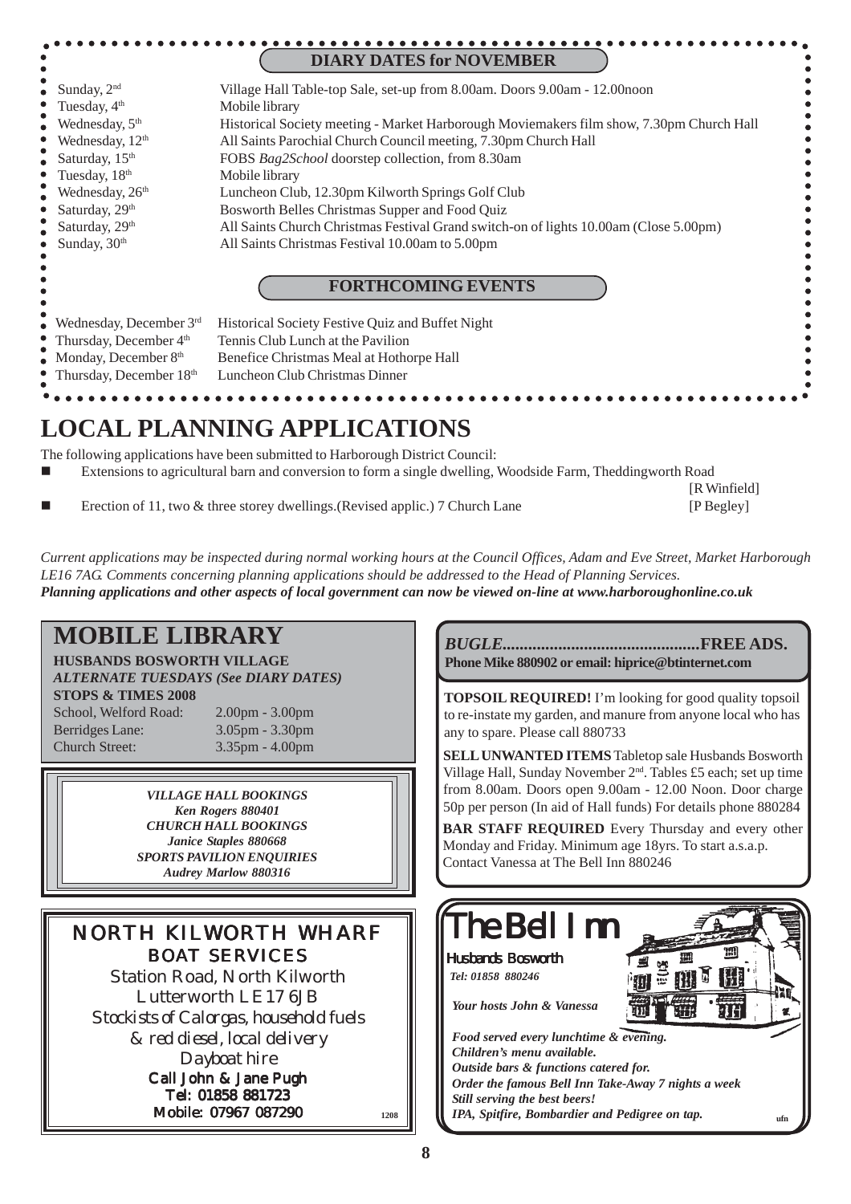## DIARY DATES for NOVEMBER

| | |
|---|---|
| Sunday, 2nd | Village Hall Table-top Sale, set-up from 8.00am. Doors 9.00am - 12.00noon |
| Tuesday, 4th | Mobile library |
| Wednesday, 5th | Historical Society meeting - Market Harborough Moviemakers film show, 7.30pm Church Hall |
| Wednesday, 12th | All Saints Parochial Church Council meeting, 7.30pm Church Hall |
| Saturday, 15th | FOBS *Bag2School* doorstep collection, from 8.30am |
| Tuesday, 18th | Mobile library |
| Wednesday, 26th | Luncheon Club, 12.30pm Kilworth Springs Golf Club |
| Saturday, 29th | Bosworth Belles Christmas Supper and Food Quiz |
| Saturday, 29th | All Saints Church Christmas Festival Grand switch-on of lights 10.00am (Close 5.00pm) |
| Sunday, 30th | All Saints Christmas Festival 10.00am to 5.00pm |

## FORTHCOMING EVENTS

| | |
|---|---|
| Wednesday, December 3rd | Historical Society Festive Quiz and Buffet Night |
| Thursday, December 4th | Tennis Club Lunch at the Pavilion |
| Monday, December 8th | Benefice Christmas Meal at Hothorpe Hall |
| Thursday, December 18th | Luncheon Club Christmas Dinner |

# LOCAL PLANNING APPLICATIONS

The following applications have been submitted to Harborough District Council:

- Extensions to agricultural barn and conversion to form a single dwelling, Woodside Farm, Theddingworth Road [R Winfield]
- Erection of 11, two & three storey dwellings.(Revised applic.) 7 Church Lane [P Begley]

*Current applications may be inspected during normal working hours at the Council Offices, Adam and Eve Street, Market Harborough LE16 7AG. Comments concerning planning applications should be addressed to the Head of Planning Services.*
***Planning applications and other aspects of local government can now be viewed on-line at www.harboroughonline.co.uk***

# MOBILE LIBRARY

**HUSBANDS BOSWORTH VILLAGE**
***ALTERNATE TUESDAYS (See DIARY DATES)***
**STOPS & TIMES 2008**

| | |
|---|---|
| School, Welford Road: | 2.00pm - 3.00pm |
| Berridges Lane: | 3.05pm - 3.30pm |
| Church Street: | 3.35pm - 4.00pm |

***VILLAGE HALL BOOKINGS***
***Ken Rogers 880401***
***CHURCH HALL BOOKINGS***
***Janice Staples 880668***
***SPORTS PAVILION ENQUIRIES***
***Audrey Marlow 880316***

## NORTH KILWORTH WHARF BOAT SERVICES

Station Road, North Kilworth
Lutterworth LE17 6JB
Stockists of Calorgas, household fuels & red diesel, local delivery
Dayboat hire
**Call John & Jane Pugh**
**Tel: 01858 881723**
**Mobile: 07967 087290**

1208

***BUGLE*...............................................FREE ADS.**
**Phone Mike 880902 or email: hiprice@btinternet.com**

**TOPSOIL REQUIRED!** I'm looking for good quality topsoil to re-instate my garden, and manure from anyone local who has any to spare. Please call 880733

**SELL UNWANTED ITEMS** Tabletop sale Husbands Bosworth Village Hall, Sunday November 2nd. Tables £5 each; set up time from 8.00am. Doors open 9.00am - 12.00 Noon. Door charge 50p per person (In aid of Hall funds) For details phone 880284

**BAR STAFF REQUIRED** Every Thursday and every other Monday and Friday. Minimum age 18yrs. To start a.s.a.p. Contact Vanessa at The Bell Inn 880246

## The Bell Inn

**Husbands Bosworth**
***Tel: 01858 880246***

***Your hosts John & Vanessa***

***Food served every lunchtime & evening.***
***Children's menu available.***
***Outside bars & functions catered for.***
***Order the famous Bell Inn Take-Away 7 nights a week***
***Still serving the best beers!***
***IPA, Spitfire, Bombardier and Pedigree on tap.***

ufn